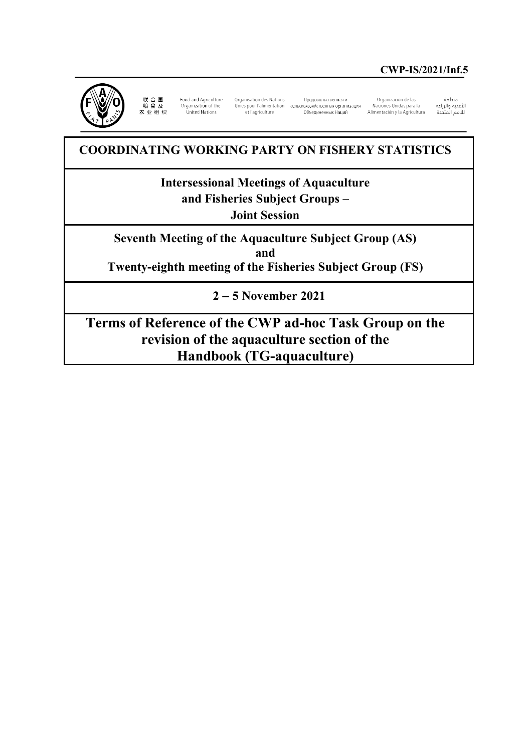CWP-IS/2021/Inf.5

联合国粮食及农业组织 Food and Agriculture Organization of the United Nations Organisation des Nations Unies pour l'alimentation et l'agriculture Продовольственная и сельскохозяйственная организация Объединенных Наций Organización de las Naciones Unidas para la Alimentación y la Agricultura منظمة الأغذية والزراعة للأمم المتحدة

# COORDINATING WORKING PARTY ON FISHERY STATISTICS

## Intersessional Meetings of Aquaculture and Fisheries Subject Groups – Joint Session

## Seventh Meeting of the Aquaculture Subject Group (AS) and Twenty-eighth meeting of the Fisheries Subject Group (FS)

## 2 – 5 November 2021

# Terms of Reference of the CWP ad-hoc Task Group on the revision of the aquaculture section of the Handbook (TG-aquaculture)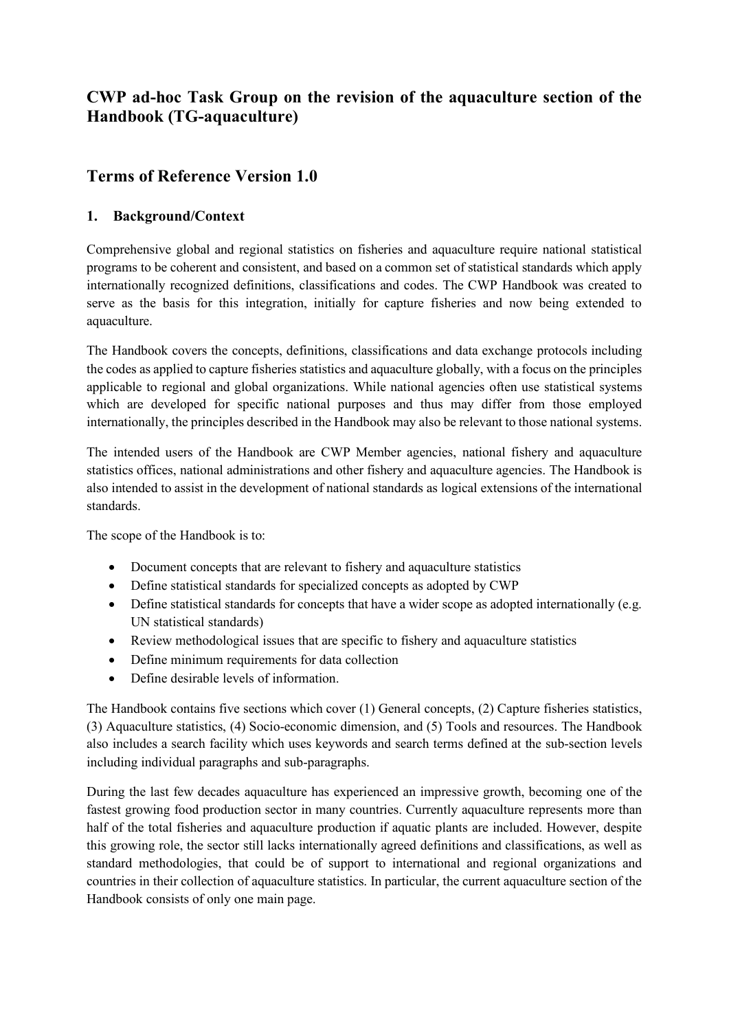## CWP ad-hoc Task Group on the revision of the aquaculture section of the Handbook (TG-aquaculture)

## Terms of Reference Version 1.0

### 1. Background/Context

Comprehensive global and regional statistics on fisheries and aquaculture require national statistical programs to be coherent and consistent, and based on a common set of statistical standards which apply internationally recognized definitions, classifications and codes. The CWP Handbook was created to serve as the basis for this integration, initially for capture fisheries and now being extended to aquaculture.

The Handbook covers the concepts, definitions, classifications and data exchange protocols including the codes as applied to capture fisheries statistics and aquaculture globally, with a focus on the principles applicable to regional and global organizations. While national agencies often use statistical systems which are developed for specific national purposes and thus may differ from those employed internationally, the principles described in the Handbook may also be relevant to those national systems.

The intended users of the Handbook are CWP Member agencies, national fishery and aquaculture statistics offices, national administrations and other fishery and aquaculture agencies. The Handbook is also intended to assist in the development of national standards as logical extensions of the international standards.

The scope of the Handbook is to:

- Document concepts that are relevant to fishery and aquaculture statistics
- Define statistical standards for specialized concepts as adopted by CWP
- Define statistical standards for concepts that have a wider scope as adopted internationally (e.g. UN statistical standards)
- Review methodological issues that are specific to fishery and aquaculture statistics
- Define minimum requirements for data collection
- Define desirable levels of information.

The Handbook contains five sections which cover (1) General concepts, (2) Capture fisheries statistics, (3) Aquaculture statistics, (4) Socio-economic dimension, and (5) Tools and resources. The Handbook also includes a search facility which uses keywords and search terms defined at the sub-section levels including individual paragraphs and sub-paragraphs.

During the last few decades aquaculture has experienced an impressive growth, becoming one of the fastest growing food production sector in many countries. Currently aquaculture represents more than half of the total fisheries and aquaculture production if aquatic plants are included. However, despite this growing role, the sector still lacks internationally agreed definitions and classifications, as well as standard methodologies, that could be of support to international and regional organizations and countries in their collection of aquaculture statistics. In particular, the current aquaculture section of the Handbook consists of only one main page.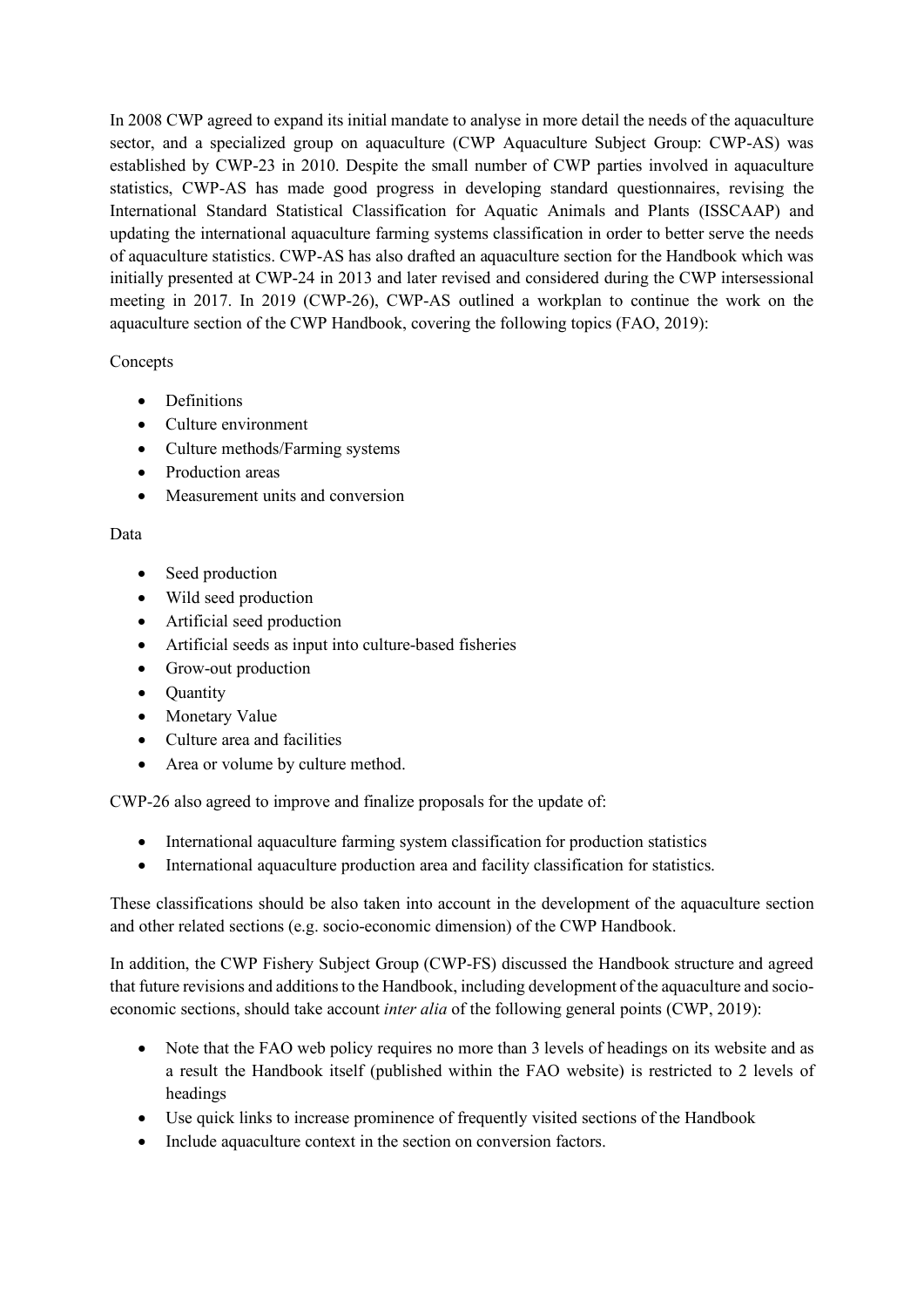In 2008 CWP agreed to expand its initial mandate to analyse in more detail the needs of the aquaculture sector, and a specialized group on aquaculture (CWP Aquaculture Subject Group: CWP-AS) was established by CWP-23 in 2010. Despite the small number of CWP parties involved in aquaculture statistics, CWP-AS has made good progress in developing standard questionnaires, revising the International Standard Statistical Classification for Aquatic Animals and Plants (ISSCAAP) and updating the international aquaculture farming systems classification in order to better serve the needs of aquaculture statistics. CWP-AS has also drafted an aquaculture section for the Handbook which was initially presented at CWP-24 in 2013 and later revised and considered during the CWP intersessional meeting in 2017. In 2019 (CWP-26), CWP-AS outlined a workplan to continue the work on the aquaculture section of the CWP Handbook, covering the following topics (FAO, 2019):

Concepts

- Definitions
- Culture environment
- Culture methods/Farming systems
- Production areas
- Measurement units and conversion

Data

- Seed production
- Wild seed production
- Artificial seed production
- Artificial seeds as input into culture-based fisheries
- Grow-out production
- Quantity
- Monetary Value
- Culture area and facilities
- Area or volume by culture method.

CWP-26 also agreed to improve and finalize proposals for the update of:

- International aquaculture farming system classification for production statistics
- International aquaculture production area and facility classification for statistics.

These classifications should be also taken into account in the development of the aquaculture section and other related sections (e.g. socio-economic dimension) of the CWP Handbook.

In addition, the CWP Fishery Subject Group (CWP-FS) discussed the Handbook structure and agreed that future revisions and additions to the Handbook, including development of the aquaculture and socio-economic sections, should take account *inter alia* of the following general points (CWP, 2019):

- Note that the FAO web policy requires no more than 3 levels of headings on its website and as a result the Handbook itself (published within the FAO website) is restricted to 2 levels of headings
- Use quick links to increase prominence of frequently visited sections of the Handbook
- Include aquaculture context in the section on conversion factors.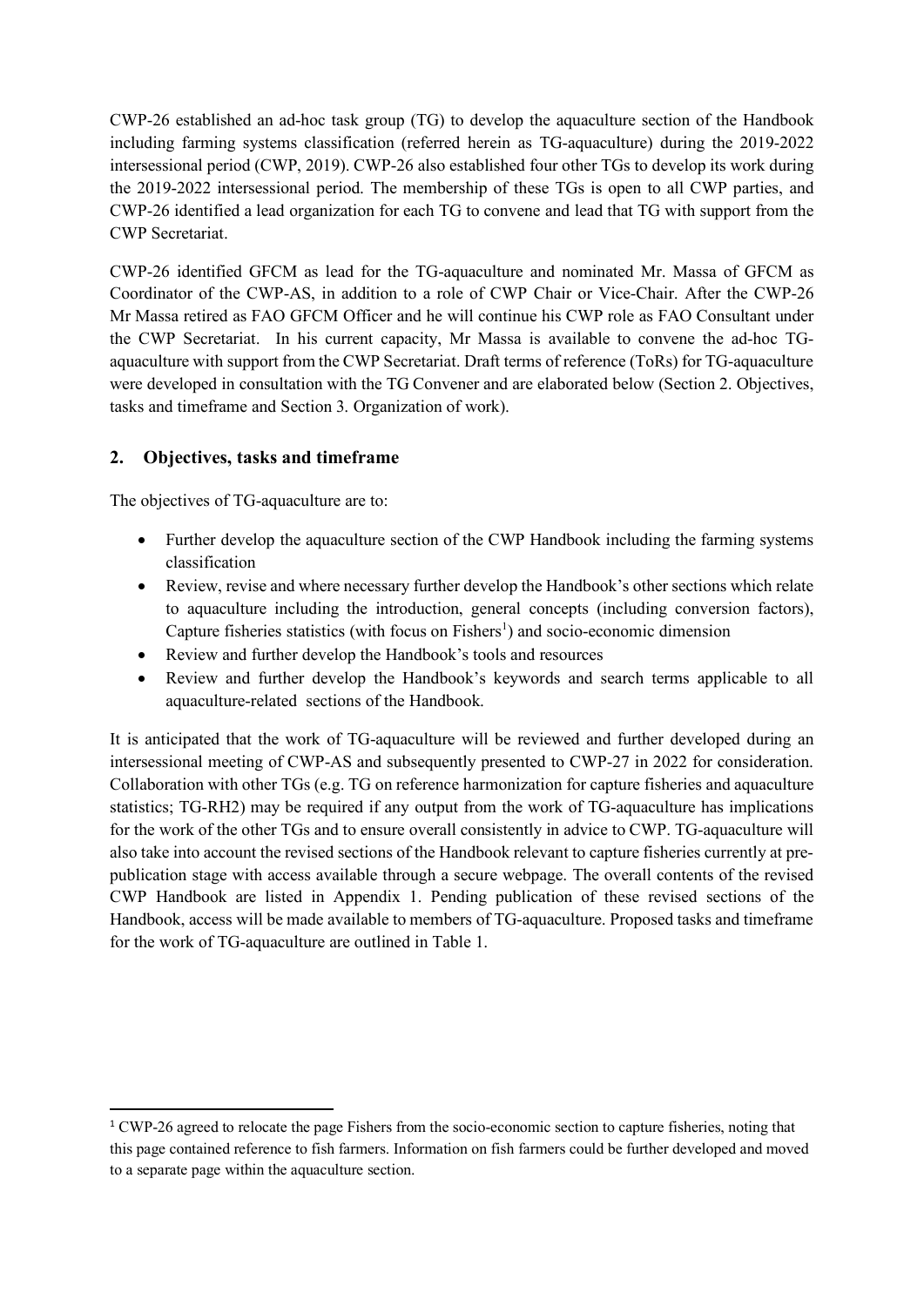CWP-26 established an ad-hoc task group (TG) to develop the aquaculture section of the Handbook including farming systems classification (referred herein as TG-aquaculture) during the 2019-2022 intersessional period (CWP, 2019). CWP-26 also established four other TGs to develop its work during the 2019-2022 intersessional period. The membership of these TGs is open to all CWP parties, and CWP-26 identified a lead organization for each TG to convene and lead that TG with support from the CWP Secretariat.

CWP-26 identified GFCM as lead for the TG-aquaculture and nominated Mr. Massa of GFCM as Coordinator of the CWP-AS, in addition to a role of CWP Chair or Vice-Chair. After the CWP-26 Mr Massa retired as FAO GFCM Officer and he will continue his CWP role as FAO Consultant under the CWP Secretariat. In his current capacity, Mr Massa is available to convene the ad-hoc TG-aquaculture with support from the CWP Secretariat. Draft terms of reference (ToRs) for TG-aquaculture were developed in consultation with the TG Convener and are elaborated below (Section 2. Objectives, tasks and timeframe and Section 3. Organization of work).

## 2. Objectives, tasks and timeframe

The objectives of TG-aquaculture are to:

- Further develop the aquaculture section of the CWP Handbook including the farming systems classification
- Review, revise and where necessary further develop the Handbook's other sections which relate to aquaculture including the introduction, general concepts (including conversion factors), Capture fisheries statistics (with focus on Fishers[1]) and socio-economic dimension
- Review and further develop the Handbook's tools and resources
- Review and further develop the Handbook's keywords and search terms applicable to all aquaculture-related sections of the Handbook.

It is anticipated that the work of TG-aquaculture will be reviewed and further developed during an intersessional meeting of CWP-AS and subsequently presented to CWP-27 in 2022 for consideration. Collaboration with other TGs (e.g. TG on reference harmonization for capture fisheries and aquaculture statistics; TG-RH2) may be required if any output from the work of TG-aquaculture has implications for the work of the other TGs and to ensure overall consistently in advice to CWP. TG-aquaculture will also take into account the revised sections of the Handbook relevant to capture fisheries currently at pre-publication stage with access available through a secure webpage. The overall contents of the revised CWP Handbook are listed in Appendix 1. Pending publication of these revised sections of the Handbook, access will be made available to members of TG-aquaculture. Proposed tasks and timeframe for the work of TG-aquaculture are outlined in Table 1.

---

[1] CWP-26 agreed to relocate the page Fishers from the socio-economic section to capture fisheries, noting that this page contained reference to fish farmers. Information on fish farmers could be further developed and moved to a separate page within the aquaculture section.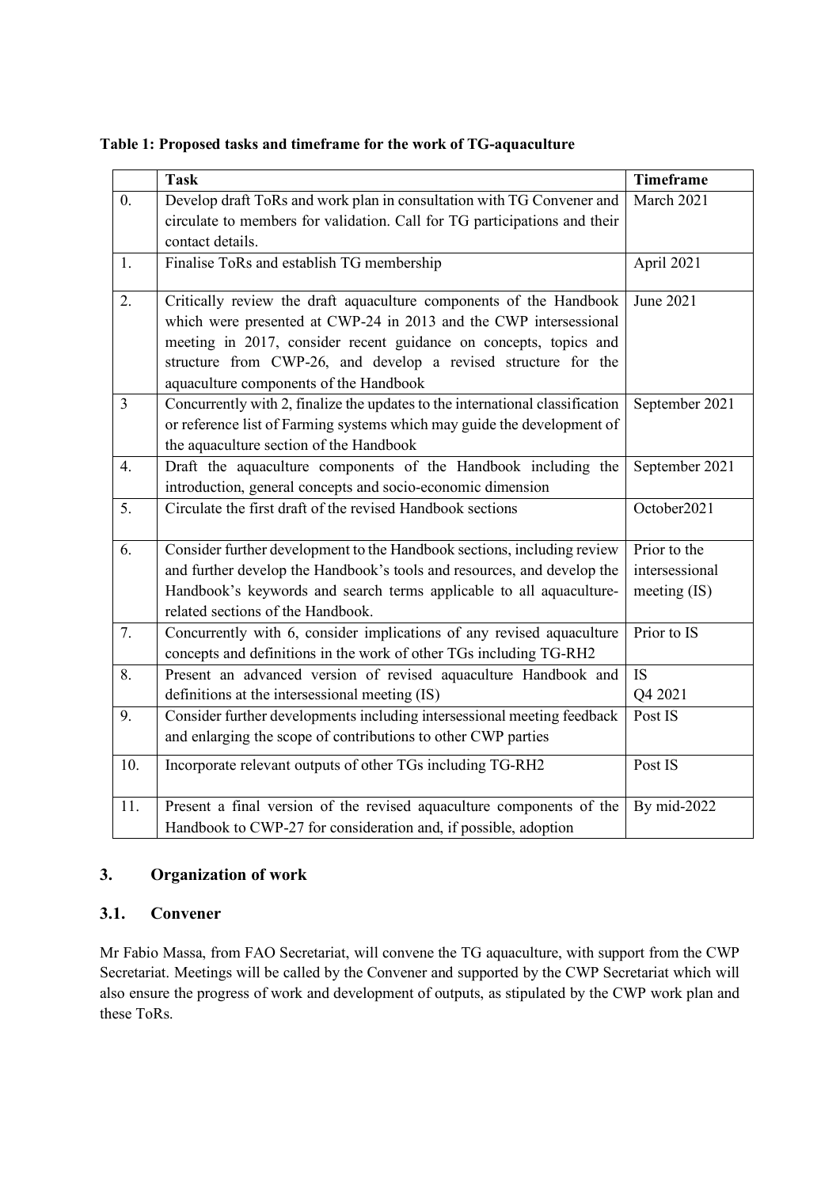**Table 1: Proposed tasks and timeframe for the work of TG-aquaculture**

| | Task | Timeframe |
|---|---|---|
| 0. | Develop draft ToRs and work plan in consultation with TG Convener and circulate to members for validation. Call for TG participations and their contact details. | March 2021 |
| 1. | Finalise ToRs and establish TG membership | April 2021 |
| 2. | Critically review the draft aquaculture components of the Handbook which were presented at CWP-24 in 2013 and the CWP intersessional meeting in 2017, consider recent guidance on concepts, topics and structure from CWP-26, and develop a revised structure for the aquaculture components of the Handbook | June 2021 |
| 3 | Concurrently with 2, finalize the updates to the international classification or reference list of Farming systems which may guide the development of the aquaculture section of the Handbook | September 2021 |
| 4. | Draft the aquaculture components of the Handbook including the introduction, general concepts and socio-economic dimension | September 2021 |
| 5. | Circulate the first draft of the revised Handbook sections | October2021 |
| 6. | Consider further development to the Handbook sections, including review and further develop the Handbook's tools and resources, and develop the Handbook's keywords and search terms applicable to all aquaculture-related sections of the Handbook. | Prior to the intersessional meeting (IS) |
| 7. | Concurrently with 6, consider implications of any revised aquaculture concepts and definitions in the work of other TGs including TG-RH2 | Prior to IS |
| 8. | Present an advanced version of revised aquaculture Handbook and definitions at the intersessional meeting (IS) | IS Q4 2021 |
| 9. | Consider further developments including intersessional meeting feedback and enlarging the scope of contributions to other CWP parties | Post IS |
| 10. | Incorporate relevant outputs of other TGs including TG-RH2 | Post IS |
| 11. | Present a final version of the revised aquaculture components of the Handbook to CWP-27 for consideration and, if possible, adoption | By mid-2022 |

## 3. Organization of work

### 3.1. Convener

Mr Fabio Massa, from FAO Secretariat, will convene the TG aquaculture, with support from the CWP Secretariat. Meetings will be called by the Convener and supported by the CWP Secretariat which will also ensure the progress of work and development of outputs, as stipulated by the CWP work plan and these ToRs.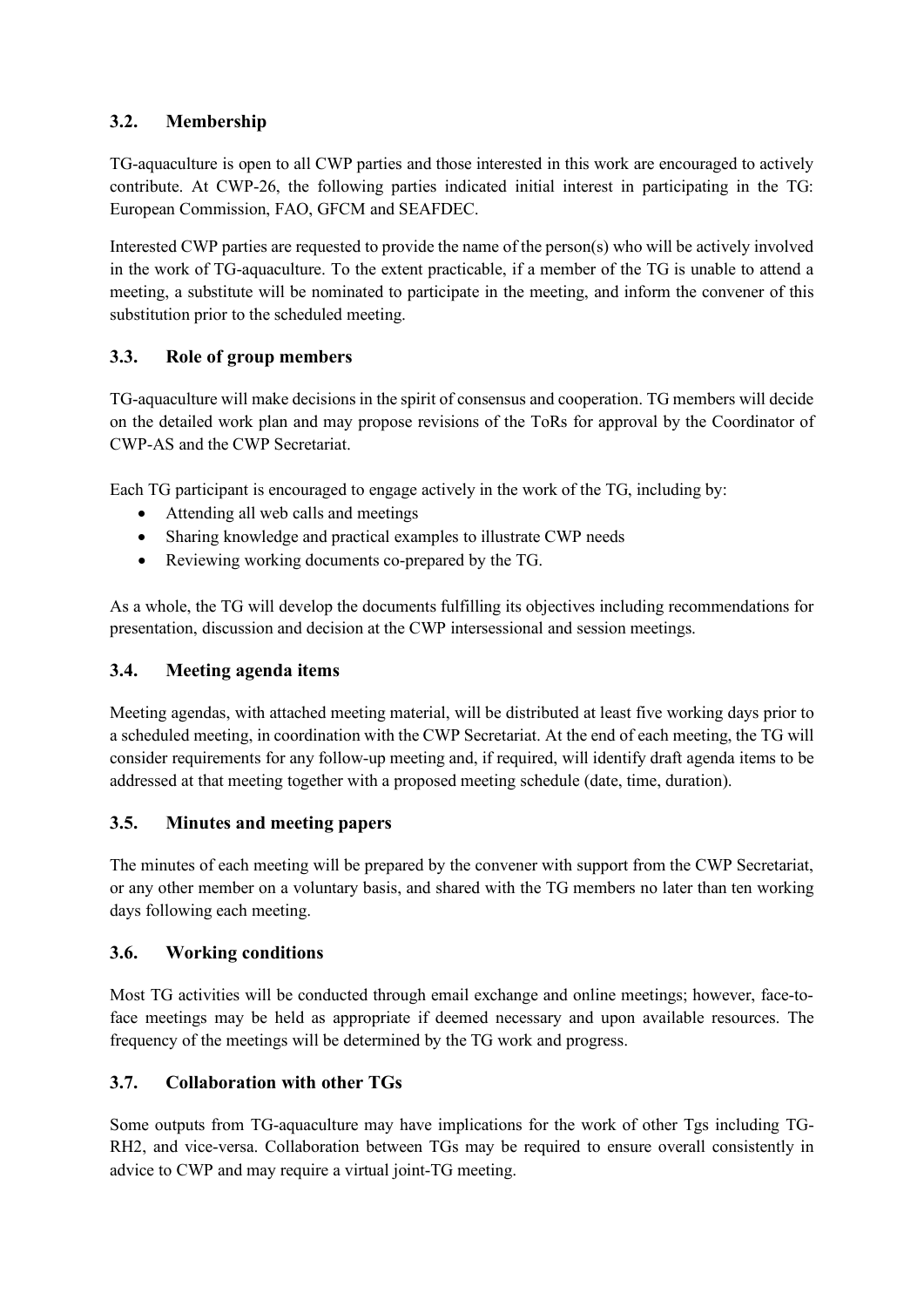### 3.2. Membership

TG-aquaculture is open to all CWP parties and those interested in this work are encouraged to actively contribute. At CWP-26, the following parties indicated initial interest in participating in the TG: European Commission, FAO, GFCM and SEAFDEC.

Interested CWP parties are requested to provide the name of the person(s) who will be actively involved in the work of TG-aquaculture. To the extent practicable, if a member of the TG is unable to attend a meeting, a substitute will be nominated to participate in the meeting, and inform the convener of this substitution prior to the scheduled meeting.

### 3.3. Role of group members

TG-aquaculture will make decisions in the spirit of consensus and cooperation. TG members will decide on the detailed work plan and may propose revisions of the ToRs for approval by the Coordinator of CWP-AS and the CWP Secretariat.

Each TG participant is encouraged to engage actively in the work of the TG, including by:

- Attending all web calls and meetings
- Sharing knowledge and practical examples to illustrate CWP needs
- Reviewing working documents co-prepared by the TG.

As a whole, the TG will develop the documents fulfilling its objectives including recommendations for presentation, discussion and decision at the CWP intersessional and session meetings.

### 3.4. Meeting agenda items

Meeting agendas, with attached meeting material, will be distributed at least five working days prior to a scheduled meeting, in coordination with the CWP Secretariat. At the end of each meeting, the TG will consider requirements for any follow-up meeting and, if required, will identify draft agenda items to be addressed at that meeting together with a proposed meeting schedule (date, time, duration).

### 3.5. Minutes and meeting papers

The minutes of each meeting will be prepared by the convener with support from the CWP Secretariat, or any other member on a voluntary basis, and shared with the TG members no later than ten working days following each meeting.

### 3.6. Working conditions

Most TG activities will be conducted through email exchange and online meetings; however, face-to-face meetings may be held as appropriate if deemed necessary and upon available resources. The frequency of the meetings will be determined by the TG work and progress.

### 3.7. Collaboration with other TGs

Some outputs from TG-aquaculture may have implications for the work of other Tgs including TG-RH2, and vice-versa. Collaboration between TGs may be required to ensure overall consistently in advice to CWP and may require a virtual joint-TG meeting.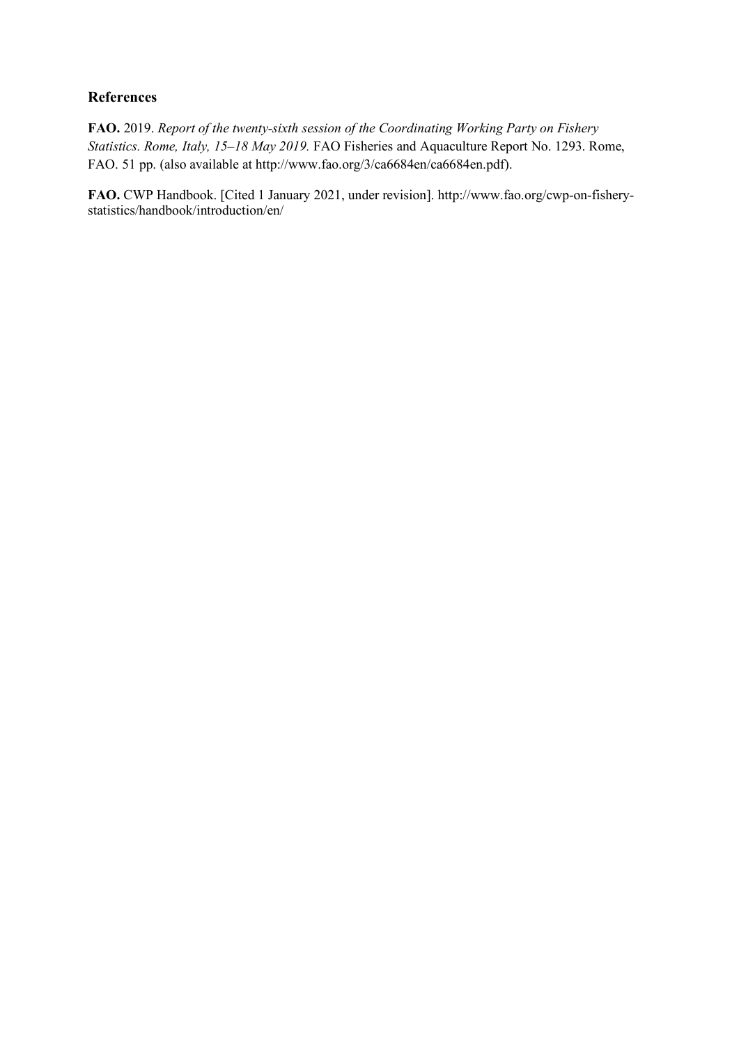## References

**FAO.** 2019. *Report of the twenty-sixth session of the Coordinating Working Party on Fishery Statistics. Rome, Italy, 15–18 May 2019.* FAO Fisheries and Aquaculture Report No. 1293. Rome, FAO. 51 pp. (also available at http://www.fao.org/3/ca6684en/ca6684en.pdf).

**FAO.** CWP Handbook. [Cited 1 January 2021, under revision]. http://www.fao.org/cwp-on-fishery-statistics/handbook/introduction/en/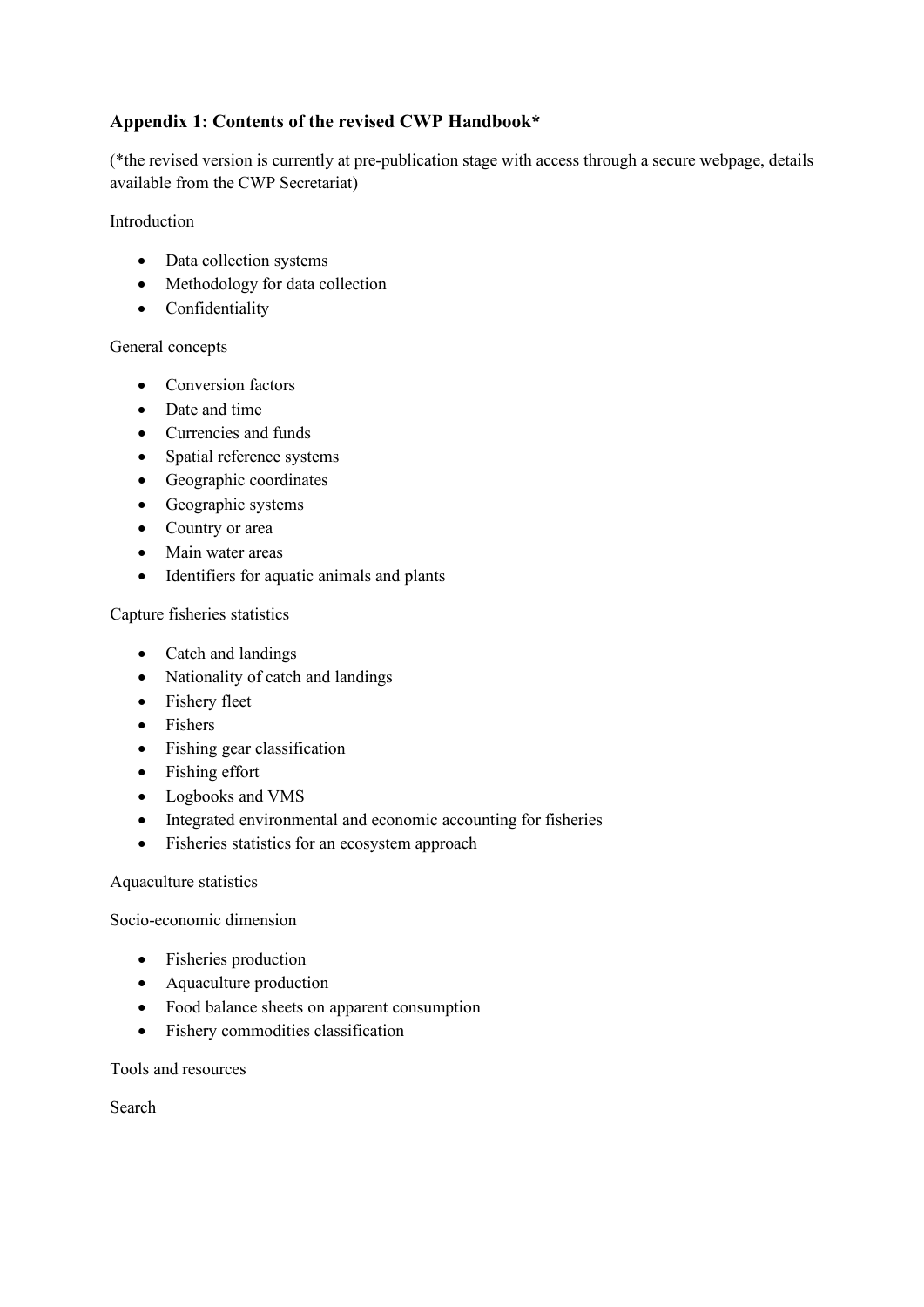## Appendix 1: Contents of the revised CWP Handbook*

(*the revised version is currently at pre-publication stage with access through a secure webpage, details available from the CWP Secretariat)

Introduction

- Data collection systems
- Methodology for data collection
- Confidentiality

General concepts

- Conversion factors
- Date and time
- Currencies and funds
- Spatial reference systems
- Geographic coordinates
- Geographic systems
- Country or area
- Main water areas
- Identifiers for aquatic animals and plants

Capture fisheries statistics

- Catch and landings
- Nationality of catch and landings
- Fishery fleet
- Fishers
- Fishing gear classification
- Fishing effort
- Logbooks and VMS
- Integrated environmental and economic accounting for fisheries
- Fisheries statistics for an ecosystem approach

Aquaculture statistics

Socio-economic dimension

- Fisheries production
- Aquaculture production
- Food balance sheets on apparent consumption
- Fishery commodities classification

Tools and resources

Search